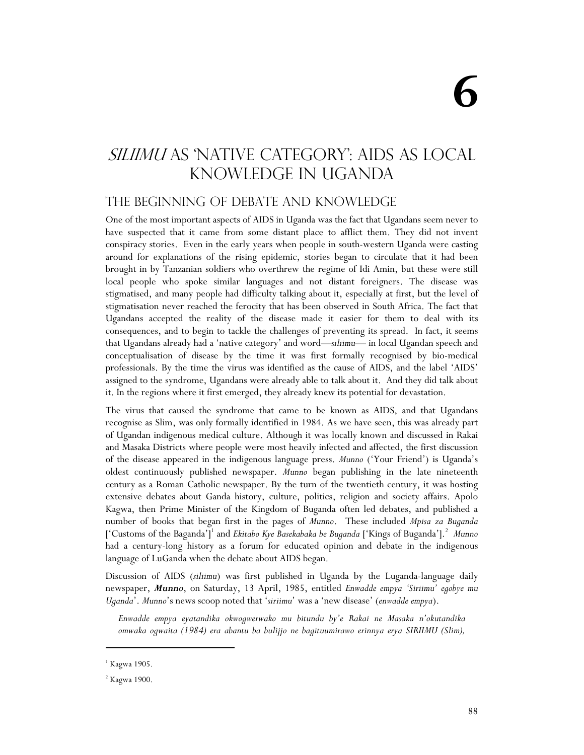# 6

# *SILIIMU* AS 'NATIVE CATEGORY': AIDS AS LOCAL KNOWLEDGE IN UGANDA

## THE BEGINNING OF DEBATE AND KNOWLEDGE

One of the most important aspects of AIDS in Uganda was the fact that Ugandans seem never to have suspected that it came from some distant place to afflict them. They did not invent conspiracy stories. Even in the early years when people in south-western Uganda were casting around for explanations of the rising epidemic, stories began to circulate that it had been brought in by Tanzanian soldiers who overthrew the regime of Idi Amin, but these were still local people who spoke similar languages and not distant foreigners. The disease was stigmatised, and many people had difficulty talking about it, especially at first, but the level of stigmatisation never reached the ferocity that has been observed in South Africa. The fact that Ugandans accepted the reality of the disease made it easier for them to deal with its consequences, and to begin to tackle the challenges of preventing its spread. In fact, it seems that Ugandans already had a 'native category' and word—*siliimu*— in local Ugandan speech and conceptualisation of disease by the time it was first formally recognised by bio-medical professionals. By the time the virus was identified as the cause of AIDS, and the label 'AIDS' assigned to the syndrome, Ugandans were already able to talk about it. And they did talk about it. In the regions where it first emerged, they already knew its potential for devastation.

The virus that caused the syndrome that came to be known as AIDS, and that Ugandans recognise as Slim, was only formally identified in 1984. As we have seen, this was already part of Ugandan indigenous medical culture. Although it was locally known and discussed in Rakai and Masaka Districts where people were most heavily infected and affected, the first discussion of the disease appeared in the indigenous language press. *Munno* ('Your Friend') is Uganda's oldest continuously published newspaper. *Munno* began publishing in the late nineteenth century as a Roman Catholic newspaper. By the turn of the twentieth century, it was hosting extensive debates about Ganda history, culture, politics, religion and society affairs. Apolo Kagwa, then Prime Minister of the Kingdom of Buganda often led debates, and published a number of books that began first in the pages of *Munno*. These included *Mpisa za Buganda* ['Customs of the Baganda'][1] and *Ekitabo Kye Basekabaka be Buganda* ['Kings of Buganda'].[2] *Munno* had a century-long history as a forum for educated opinion and debate in the indigenous language of LuGanda when the debate about AIDS began.

Discussion of AIDS (*siliimu*) was first published in Uganda by the Luganda-language daily newspaper, ***Munno***, on Saturday, 13 April, 1985, entitled *Enwadde empya 'Siriimu' egobye mu Uganda*'. *Munno*'s news scoop noted that '*siriimu*' was a 'new disease' (*enwadde empya*).

> *Enwadde empya eyatandika okwogwerwako mu bitundu by'e Rakai ne Masaka n'okutandika omwaka ogwaita (1984) era abantu ba bulijjo ne bagituumirawo erinnya erya SIRIIMU (Slim),*

---

[1] Kagwa 1905.

[2] Kagwa 1900.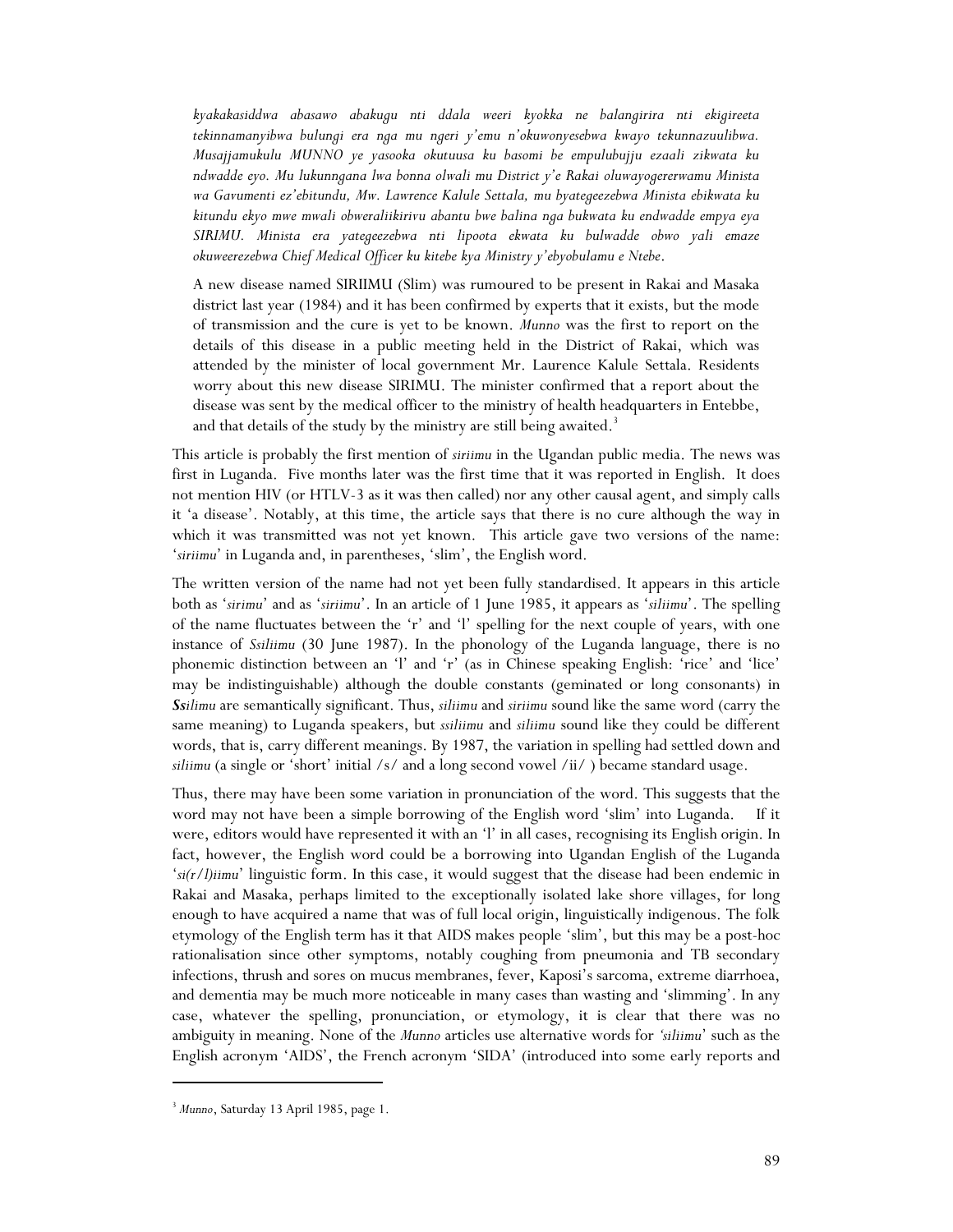*kyakakasiddwa abasawo abakugu nti ddala weeri kyokka ne balangirira nti ekigireeta tekinnamanyibwa bulungi era nga mu ngeri y'emu n'okuwonyesebwa kwayo tekunnazuulibwa. Musajjamukulu MUNNO ye yasooka okutuusa ku basomi be empulubujju ezaali zikwata ku ndwadde eyo. Mu lukunngana lwa bonna olwali mu District y'e Rakai oluwayogererwamu Minista wa Gavumenti ez'ebitundu, Mw. Lawrence Kalule Settala, mu byategeezebwa Minista ebikwata ku kitundu ekyo mwe mwali obweraliikirivu abantu bwe balina nga bukwata ku endwadde empya eya SIRIMU. Minista era yategeezebwa nti lipoota ekwata ku bulwadde obwo yali emaze okuweerezebwa Chief Medical Officer ku kitebe kya Ministry y'ebyobulamu e Ntebe.*

> A new disease named SIRIIMU (Slim) was rumoured to be present in Rakai and Masaka district last year (1984) and it has been confirmed by experts that it exists, but the mode of transmission and the cure is yet to be known. *Munno* was the first to report on the details of this disease in a public meeting held in the District of Rakai, which was attended by the minister of local government Mr. Laurence Kalule Settala. Residents worry about this new disease SIRIMU. The minister confirmed that a report about the disease was sent by the medical officer to the ministry of health headquarters in Entebbe, and that details of the study by the ministry are still being awaited.[3]

This article is probably the first mention of *siriimu* in the Ugandan public media. The news was first in Luganda. Five months later was the first time that it was reported in English. It does not mention HIV (or HTLV-3 as it was then called) nor any other causal agent, and simply calls it 'a disease'. Notably, at this time, the article says that there is no cure although the way in which it was transmitted was not yet known. This article gave two versions of the name: '*siriimu*' in Luganda and, in parentheses, 'slim', the English word.

The written version of the name had not yet been fully standardised. It appears in this article both as '*sirimu*' and as '*siriimu*'. In an article of 1 June 1985, it appears as '*siliimu*'. The spelling of the name fluctuates between the 'r' and 'l' spelling for the next couple of years, with one instance of *Ssiliimu* (30 June 1987). In the phonology of the Luganda language, there is no phonemic distinction between an 'l' and 'r' (as in Chinese speaking English: 'rice' and 'lice' may be indistinguishable) although the double constants (geminated or long consonants) in ***Ss****ilimu* are semantically significant. Thus, *siliimu* and *siriimu* sound like the same word (carry the same meaning) to Luganda speakers, but *ssiliimu* and *siliimu* sound like they could be different words, that is, carry different meanings. By 1987, the variation in spelling had settled down and *siliimu* (a single or 'short' initial /s/ and a long second vowel /ii/ ) became standard usage.

Thus, there may have been some variation in pronunciation of the word. This suggests that the word may not have been a simple borrowing of the English word 'slim' into Luganda. If it were, editors would have represented it with an 'l' in all cases, recognising its English origin. In fact, however, the English word could be a borrowing into Ugandan English of the Luganda '*si(r/l)iimu*' linguistic form. In this case, it would suggest that the disease had been endemic in Rakai and Masaka, perhaps limited to the exceptionally isolated lake shore villages, for long enough to have acquired a name that was of full local origin, linguistically indigenous. The folk etymology of the English term has it that AIDS makes people 'slim', but this may be a post-hoc rationalisation since other symptoms, notably coughing from pneumonia and TB secondary infections, thrush and sores on mucus membranes, fever, Kaposi's sarcoma, extreme diarrhoea, and dementia may be much more noticeable in many cases than wasting and 'slimming'. In any case, whatever the spelling, pronunciation, or etymology, it is clear that there was no ambiguity in meaning. None of the *Munno* articles use alternative words for *'siliimu*' such as the English acronym 'AIDS', the French acronym 'SIDA' (introduced into some early reports and

[3] *Munno*, Saturday 13 April 1985, page 1.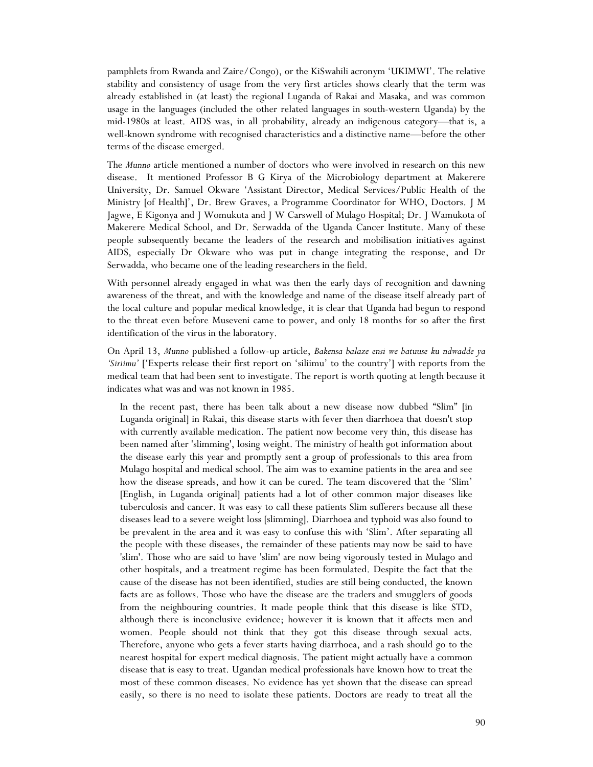pamphlets from Rwanda and Zaire/Congo), or the KiSwahili acronym 'UKIMWI'. The relative stability and consistency of usage from the very first articles shows clearly that the term was already established in (at least) the regional Luganda of Rakai and Masaka, and was common usage in the languages (included the other related languages in south-western Uganda) by the mid-1980s at least. AIDS was, in all probability, already an indigenous category—that is, a well-known syndrome with recognised characteristics and a distinctive name—before the other terms of the disease emerged.

The *Munno* article mentioned a number of doctors who were involved in research on this new disease. It mentioned Professor B G Kirya of the Microbiology department at Makerere University, Dr. Samuel Okware 'Assistant Director, Medical Services/Public Health of the Ministry [of Health]', Dr. Brew Graves, a Programme Coordinator for WHO, Doctors. J M Jagwe, E Kigonya and J Womukuta and J W Carswell of Mulago Hospital; Dr. J Wamukota of Makerere Medical School, and Dr. Serwadda of the Uganda Cancer Institute. Many of these people subsequently became the leaders of the research and mobilisation initiatives against AIDS, especially Dr Okware who was put in change integrating the response, and Dr Serwadda, who became one of the leading researchers in the field.

With personnel already engaged in what was then the early days of recognition and dawning awareness of the threat, and with the knowledge and name of the disease itself already part of the local culture and popular medical knowledge, it is clear that Uganda had begun to respond to the threat even before Museveni came to power, and only 18 months for so after the first identification of the virus in the laboratory.

On April 13, *Munno* published a follow-up article, *Bakensa balaze ensi we batuuse ku ndwadde ya 'Siriimu'* ['Experts release their first report on 'siliimu' to the country'] with reports from the medical team that had been sent to investigate. The report is worth quoting at length because it indicates what was and was not known in 1985.

> In the recent past, there has been talk about a new disease now dubbed "Slim" [in Luganda original] in Rakai, this disease starts with fever then diarrhoea that doesn't stop with currently available medication. The patient now become very thin, this disease has been named after 'slimming', losing weight. The ministry of health got information about the disease early this year and promptly sent a group of professionals to this area from Mulago hospital and medical school. The aim was to examine patients in the area and see how the disease spreads, and how it can be cured. The team discovered that the 'Slim' [English, in Luganda original] patients had a lot of other common major diseases like tuberculosis and cancer. It was easy to call these patients Slim sufferers because all these diseases lead to a severe weight loss [slimming]. Diarrhoea and typhoid was also found to be prevalent in the area and it was easy to confuse this with 'Slim'. After separating all the people with these diseases, the remainder of these patients may now be said to have 'slim'. Those who are said to have 'slim' are now being vigorously tested in Mulago and other hospitals, and a treatment regime has been formulated. Despite the fact that the cause of the disease has not been identified, studies are still being conducted, the known facts are as follows. Those who have the disease are the traders and smugglers of goods from the neighbouring countries. It made people think that this disease is like STD, although there is inconclusive evidence; however it is known that it affects men and women. People should not think that they got this disease through sexual acts. Therefore, anyone who gets a fever starts having diarrhoea, and a rash should go to the nearest hospital for expert medical diagnosis. The patient might actually have a common disease that is easy to treat. Ugandan medical professionals have known how to treat the most of these common diseases. No evidence has yet shown that the disease can spread easily, so there is no need to isolate these patients. Doctors are ready to treat all the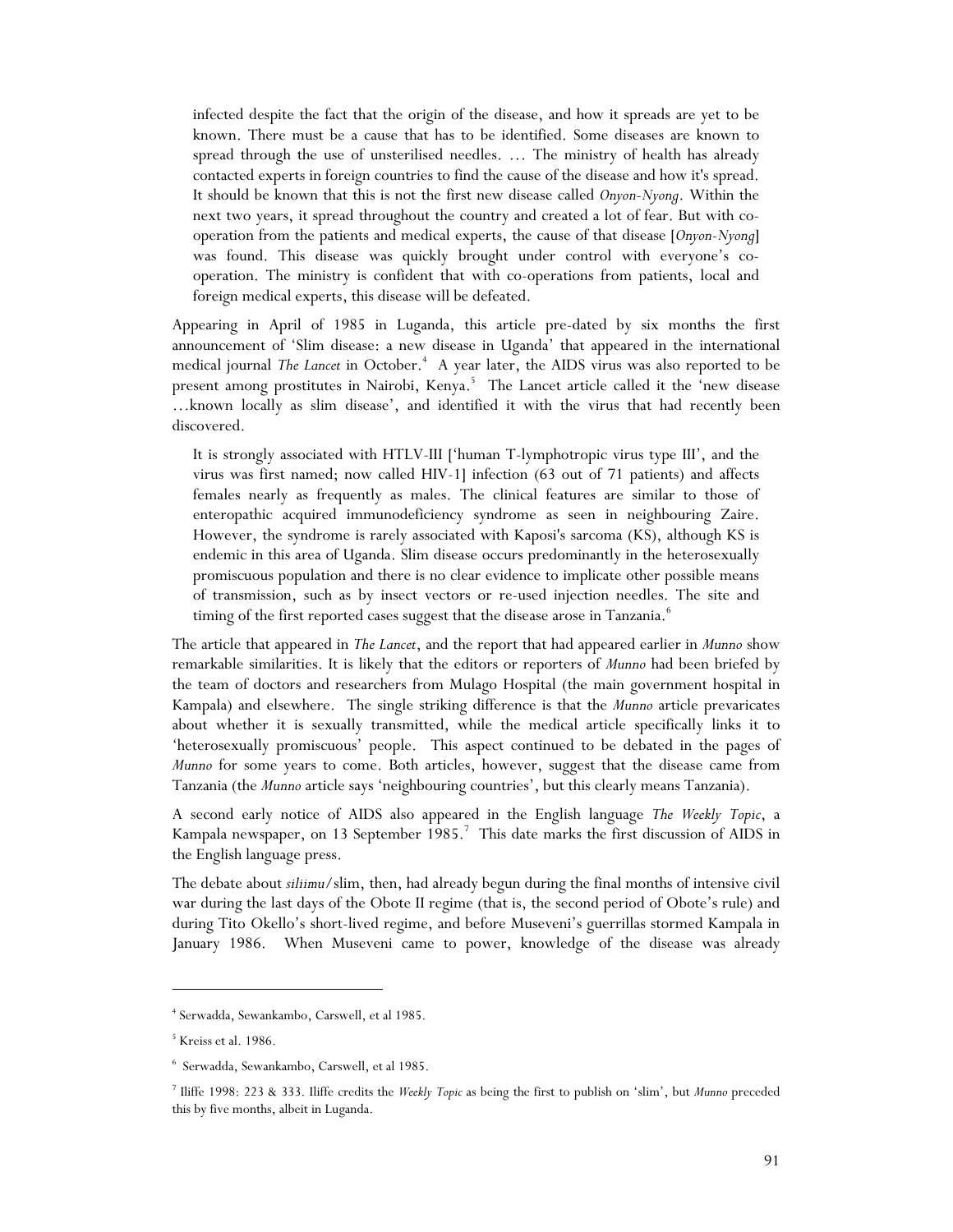> infected despite the fact that the origin of the disease, and how it spreads are yet to be known. There must be a cause that has to be identified. Some diseases are known to spread through the use of unsterilised needles. … The ministry of health has already contacted experts in foreign countries to find the cause of the disease and how it's spread. It should be known that this is not the first new disease called *Onyon-Nyong*. Within the next two years, it spread throughout the country and created a lot of fear. But with co-operation from the patients and medical experts, the cause of that disease [*Onyon-Nyong*] was found. This disease was quickly brought under control with everyone's co-operation. The ministry is confident that with co-operations from patients, local and foreign medical experts, this disease will be defeated.

Appearing in April of 1985 in Luganda, this article pre-dated by six months the first announcement of 'Slim disease: a new disease in Uganda' that appeared in the international medical journal *The Lancet* in October.[4] A year later, the AIDS virus was also reported to be present among prostitutes in Nairobi, Kenya.[5] The Lancet article called it the 'new disease …known locally as slim disease', and identified it with the virus that had recently been discovered.

> It is strongly associated with HTLV-III ['human T-lymphotropic virus type III', and the virus was first named; now called HIV-1] infection (63 out of 71 patients) and affects females nearly as frequently as males. The clinical features are similar to those of enteropathic acquired immunodeficiency syndrome as seen in neighbouring Zaire. However, the syndrome is rarely associated with Kaposi's sarcoma (KS), although KS is endemic in this area of Uganda. Slim disease occurs predominantly in the heterosexually promiscuous population and there is no clear evidence to implicate other possible means of transmission, such as by insect vectors or re-used injection needles. The site and timing of the first reported cases suggest that the disease arose in Tanzania.[6]

The article that appeared in *The Lancet*, and the report that had appeared earlier in *Munno* show remarkable similarities. It is likely that the editors or reporters of *Munno* had been briefed by the team of doctors and researchers from Mulago Hospital (the main government hospital in Kampala) and elsewhere. The single striking difference is that the *Munno* article prevaricates about whether it is sexually transmitted, while the medical article specifically links it to 'heterosexually promiscuous' people. This aspect continued to be debated in the pages of *Munno* for some years to come. Both articles, however, suggest that the disease came from Tanzania (the *Munno* article says 'neighbouring countries', but this clearly means Tanzania).

A second early notice of AIDS also appeared in the English language *The Weekly Topic*, a Kampala newspaper, on 13 September 1985.[7] This date marks the first discussion of AIDS in the English language press.

The debate about *siliimu*/slim, then, had already begun during the final months of intensive civil war during the last days of the Obote II regime (that is, the second period of Obote's rule) and during Tito Okello's short-lived regime, and before Museveni's guerrillas stormed Kampala in January 1986. When Museveni came to power, knowledge of the disease was already

---

[4] Serwadda, Sewankambo, Carswell, et al 1985.

[5] Kreiss et al. 1986.

[6] Serwadda, Sewankambo, Carswell, et al 1985.

[7] Iliffe 1998: 223 & 333. Iliffe credits the *Weekly Topic* as being the first to publish on 'slim', but *Munno* preceded this by five months, albeit in Luganda.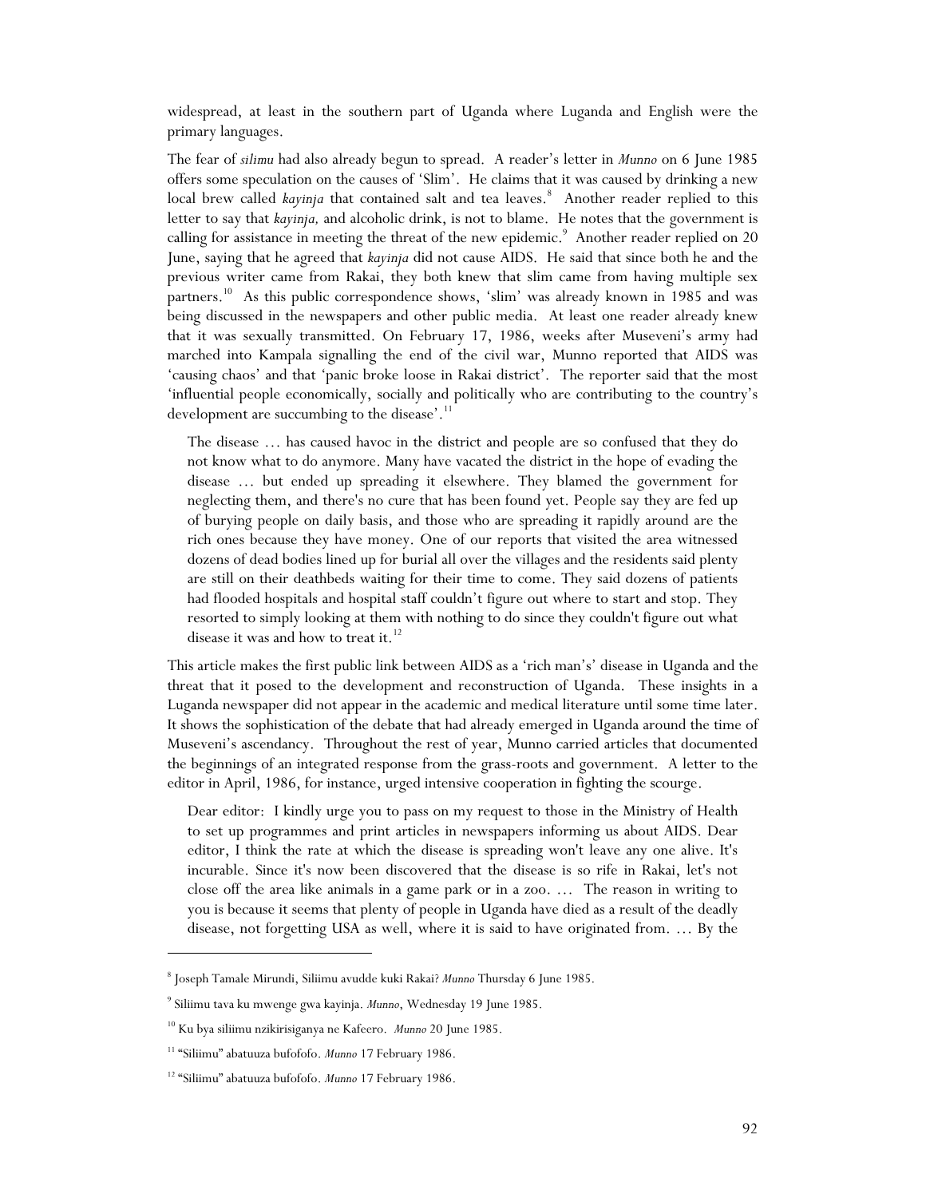widespread, at least in the southern part of Uganda where Luganda and English were the primary languages.

The fear of *silimu* had also already begun to spread. A reader's letter in *Munno* on 6 June 1985 offers some speculation on the causes of 'Slim'. He claims that it was caused by drinking a new local brew called *kayinja* that contained salt and tea leaves.[8] Another reader replied to this letter to say that *kayinja,* and alcoholic drink, is not to blame. He notes that the government is calling for assistance in meeting the threat of the new epidemic.[9] Another reader replied on 20 June, saying that he agreed that *kayinja* did not cause AIDS. He said that since both he and the previous writer came from Rakai, they both knew that slim came from having multiple sex partners.[10] As this public correspondence shows, 'slim' was already known in 1985 and was being discussed in the newspapers and other public media. At least one reader already knew that it was sexually transmitted. On February 17, 1986, weeks after Museveni's army had marched into Kampala signalling the end of the civil war, Munno reported that AIDS was 'causing chaos' and that 'panic broke loose in Rakai district'. The reporter said that the most 'influential people economically, socially and politically who are contributing to the country's development are succumbing to the disease'.[11]

> The disease … has caused havoc in the district and people are so confused that they do not know what to do anymore. Many have vacated the district in the hope of evading the disease … but ended up spreading it elsewhere. They blamed the government for neglecting them, and there's no cure that has been found yet. People say they are fed up of burying people on daily basis, and those who are spreading it rapidly around are the rich ones because they have money. One of our reports that visited the area witnessed dozens of dead bodies lined up for burial all over the villages and the residents said plenty are still on their deathbeds waiting for their time to come. They said dozens of patients had flooded hospitals and hospital staff couldn't figure out where to start and stop. They resorted to simply looking at them with nothing to do since they couldn't figure out what disease it was and how to treat it.[12]

This article makes the first public link between AIDS as a 'rich man's' disease in Uganda and the threat that it posed to the development and reconstruction of Uganda. These insights in a Luganda newspaper did not appear in the academic and medical literature until some time later. It shows the sophistication of the debate that had already emerged in Uganda around the time of Museveni's ascendancy. Throughout the rest of year, Munno carried articles that documented the beginnings of an integrated response from the grass-roots and government. A letter to the editor in April, 1986, for instance, urged intensive cooperation in fighting the scourge.

> Dear editor: I kindly urge you to pass on my request to those in the Ministry of Health to set up programmes and print articles in newspapers informing us about AIDS. Dear editor, I think the rate at which the disease is spreading won't leave any one alive. It's incurable. Since it's now been discovered that the disease is so rife in Rakai, let's not close off the area like animals in a game park or in a zoo. … The reason in writing to you is because it seems that plenty of people in Uganda have died as a result of the deadly disease, not forgetting USA as well, where it is said to have originated from. … By the

---

[8] Joseph Tamale Mirundi, Siliimu avudde kuki Rakai? *Munno* Thursday 6 June 1985.

[9] Siliimu tava ku mwenge gwa kayinja. *Munno*, Wednesday 19 June 1985.

[10] Ku bya siliimu nzikirisiganya ne Kafeero. *Munno* 20 June 1985.

[11] "Siliimu" abatuuza bufofofo. *Munno* 17 February 1986.

[12] "Siliimu" abatuuza bufofofo. *Munno* 17 February 1986.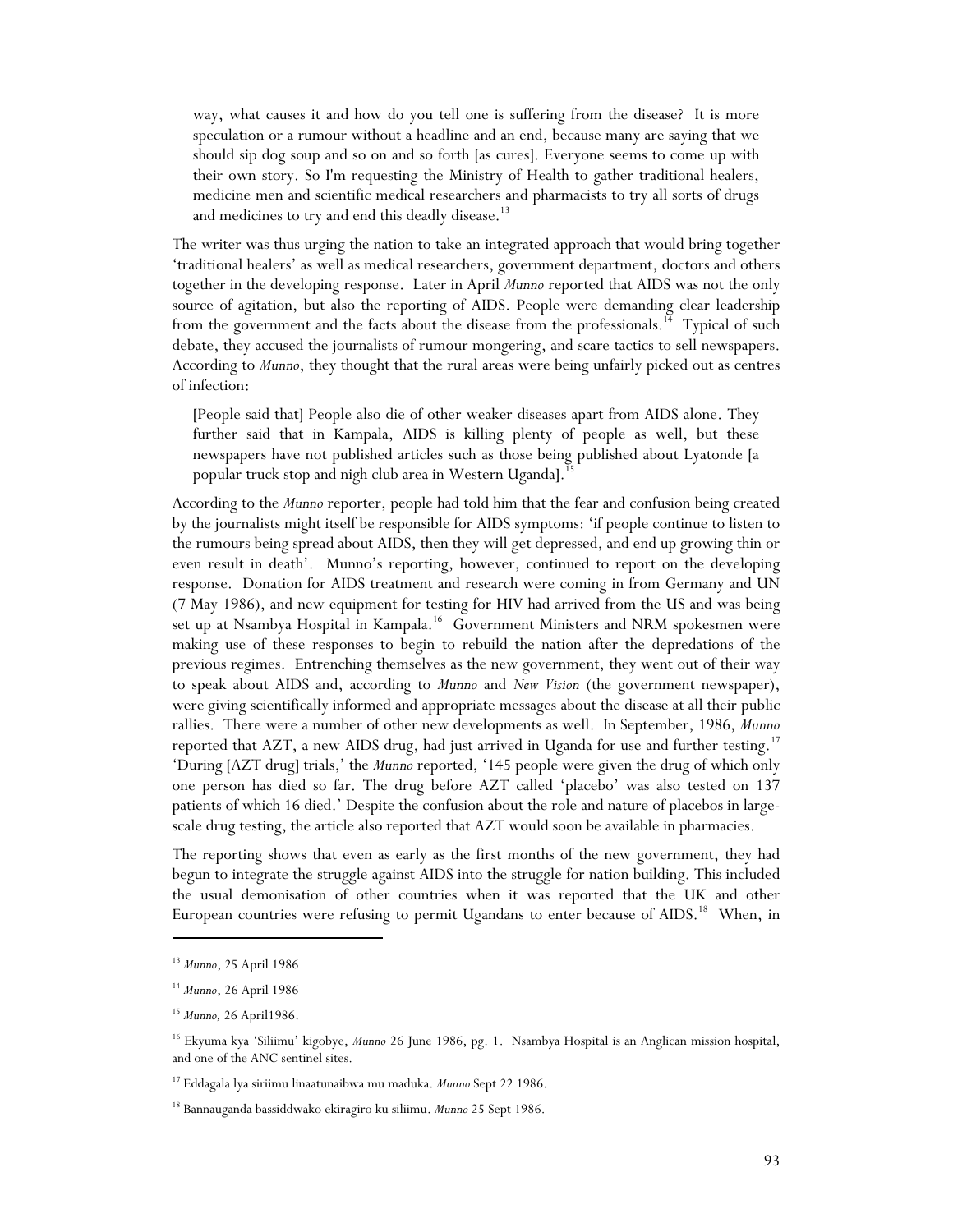> way, what causes it and how do you tell one is suffering from the disease? It is more speculation or a rumour without a headline and an end, because many are saying that we should sip dog soup and so on and so forth [as cures]. Everyone seems to come up with their own story. So I'm requesting the Ministry of Health to gather traditional healers, medicine men and scientific medical researchers and pharmacists to try all sorts of drugs and medicines to try and end this deadly disease.[13]

The writer was thus urging the nation to take an integrated approach that would bring together 'traditional healers' as well as medical researchers, government department, doctors and others together in the developing response. Later in April *Munno* reported that AIDS was not the only source of agitation, but also the reporting of AIDS. People were demanding clear leadership from the government and the facts about the disease from the professionals.[14] Typical of such debate, they accused the journalists of rumour mongering, and scare tactics to sell newspapers. According to *Munno*, they thought that the rural areas were being unfairly picked out as centres of infection:

> [People said that] People also die of other weaker diseases apart from AIDS alone. They further said that in Kampala, AIDS is killing plenty of people as well, but these newspapers have not published articles such as those being published about Lyatonde [a popular truck stop and nigh club area in Western Uganda].[15]

According to the *Munno* reporter, people had told him that the fear and confusion being created by the journalists might itself be responsible for AIDS symptoms: 'if people continue to listen to the rumours being spread about AIDS, then they will get depressed, and end up growing thin or even result in death'. Munno's reporting, however, continued to report on the developing response. Donation for AIDS treatment and research were coming in from Germany and UN (7 May 1986), and new equipment for testing for HIV had arrived from the US and was being set up at Nsambya Hospital in Kampala.[16] Government Ministers and NRM spokesmen were making use of these responses to begin to rebuild the nation after the depredations of the previous regimes. Entrenching themselves as the new government, they went out of their way to speak about AIDS and, according to *Munno* and *New Vision* (the government newspaper), were giving scientifically informed and appropriate messages about the disease at all their public rallies. There were a number of other new developments as well. In September, 1986, *Munno* reported that AZT, a new AIDS drug, had just arrived in Uganda for use and further testing.[17] 'During [AZT drug] trials,' the *Munno* reported, '145 people were given the drug of which only one person has died so far. The drug before AZT called 'placebo' was also tested on 137 patients of which 16 died.' Despite the confusion about the role and nature of placebos in large-scale drug testing, the article also reported that AZT would soon be available in pharmacies.

The reporting shows that even as early as the first months of the new government, they had begun to integrate the struggle against AIDS into the struggle for nation building. This included the usual demonisation of other countries when it was reported that the UK and other European countries were refusing to permit Ugandans to enter because of AIDS.[18] When, in

---

[13] *Munno*, 25 April 1986

[14] *Munno*, 26 April 1986

[15] *Munno,* 26 April1986.

[16] Ekyuma kya 'Siliimu' kigobye, *Munno* 26 June 1986, pg. 1. Nsambya Hospital is an Anglican mission hospital, and one of the ANC sentinel sites.

[17] Eddagala lya siriimu linaatunaibwa mu maduka. *Munno* Sept 22 1986.

[18] Bannauganda bassiddwako ekiragiro ku siliimu. *Munno* 25 Sept 1986.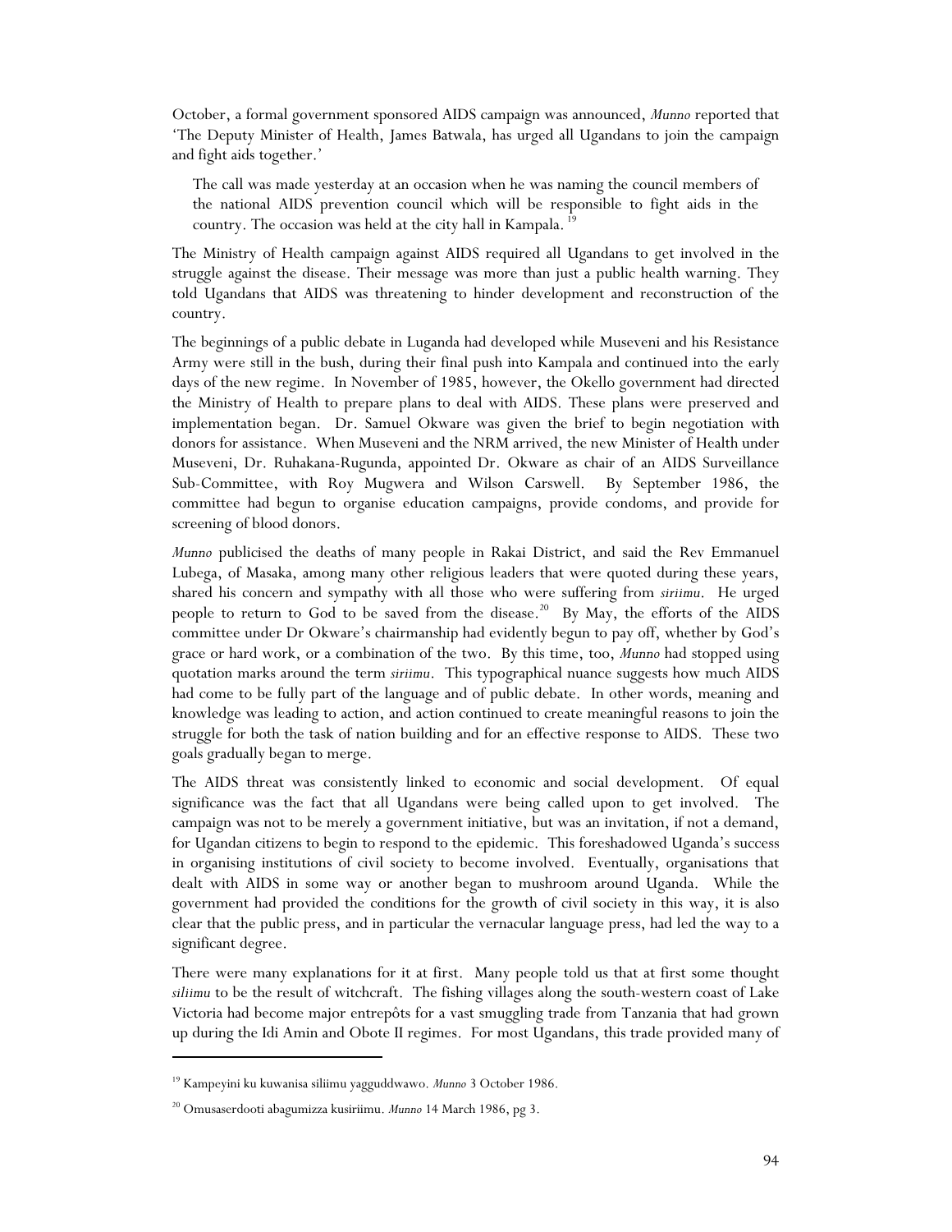October, a formal government sponsored AIDS campaign was announced, *Munno* reported that 'The Deputy Minister of Health, James Batwala, has urged all Ugandans to join the campaign and fight aids together.'

> The call was made yesterday at an occasion when he was naming the council members of the national AIDS prevention council which will be responsible to fight aids in the country. The occasion was held at the city hall in Kampala.[19]

The Ministry of Health campaign against AIDS required all Ugandans to get involved in the struggle against the disease. Their message was more than just a public health warning. They told Ugandans that AIDS was threatening to hinder development and reconstruction of the country.

The beginnings of a public debate in Luganda had developed while Museveni and his Resistance Army were still in the bush, during their final push into Kampala and continued into the early days of the new regime. In November of 1985, however, the Okello government had directed the Ministry of Health to prepare plans to deal with AIDS. These plans were preserved and implementation began. Dr. Samuel Okware was given the brief to begin negotiation with donors for assistance. When Museveni and the NRM arrived, the new Minister of Health under Museveni, Dr. Ruhakana-Rugunda, appointed Dr. Okware as chair of an AIDS Surveillance Sub-Committee, with Roy Mugwera and Wilson Carswell. By September 1986, the committee had begun to organise education campaigns, provide condoms, and provide for screening of blood donors.

*Munno* publicised the deaths of many people in Rakai District, and said the Rev Emmanuel Lubega, of Masaka, among many other religious leaders that were quoted during these years, shared his concern and sympathy with all those who were suffering from *siriimu*. He urged people to return to God to be saved from the disease.[20] By May, the efforts of the AIDS committee under Dr Okware's chairmanship had evidently begun to pay off, whether by God's grace or hard work, or a combination of the two. By this time, too, *Munno* had stopped using quotation marks around the term *siriimu*. This typographical nuance suggests how much AIDS had come to be fully part of the language and of public debate. In other words, meaning and knowledge was leading to action, and action continued to create meaningful reasons to join the struggle for both the task of nation building and for an effective response to AIDS. These two goals gradually began to merge.

The AIDS threat was consistently linked to economic and social development. Of equal significance was the fact that all Ugandans were being called upon to get involved. The campaign was not to be merely a government initiative, but was an invitation, if not a demand, for Ugandan citizens to begin to respond to the epidemic. This foreshadowed Uganda's success in organising institutions of civil society to become involved. Eventually, organisations that dealt with AIDS in some way or another began to mushroom around Uganda. While the government had provided the conditions for the growth of civil society in this way, it is also clear that the public press, and in particular the vernacular language press, had led the way to a significant degree.

There were many explanations for it at first. Many people told us that at first some thought *siliimu* to be the result of witchcraft. The fishing villages along the south-western coast of Lake Victoria had become major entrepôts for a vast smuggling trade from Tanzania that had grown up during the Idi Amin and Obote II regimes. For most Ugandans, this trade provided many of

---

[19] Kampeyini ku kuwanisa siliimu yagguddwawo. *Munno* 3 October 1986.

[20] Omusaserdooti abagumizza kusiriimu. *Munno* 14 March 1986, pg 3.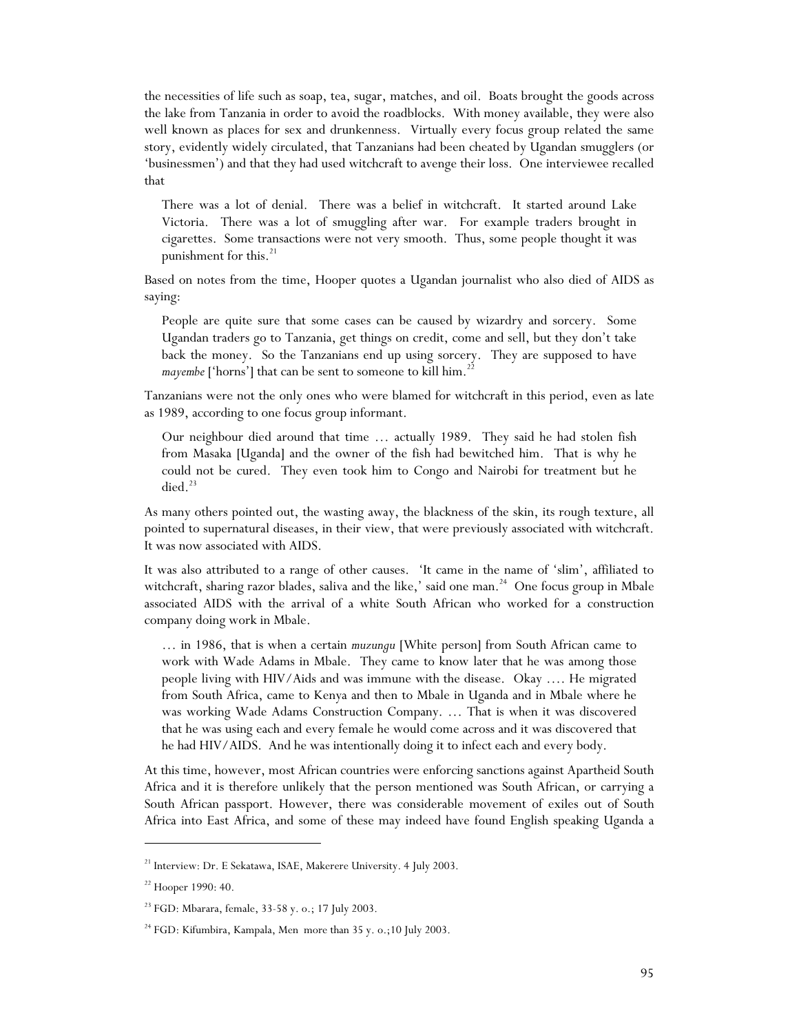the necessities of life such as soap, tea, sugar, matches, and oil. Boats brought the goods across the lake from Tanzania in order to avoid the roadblocks. With money available, they were also well known as places for sex and drunkenness. Virtually every focus group related the same story, evidently widely circulated, that Tanzanians had been cheated by Ugandan smugglers (or 'businessmen') and that they had used witchcraft to avenge their loss. One interviewee recalled that

> There was a lot of denial. There was a belief in witchcraft. It started around Lake Victoria. There was a lot of smuggling after war. For example traders brought in cigarettes. Some transactions were not very smooth. Thus, some people thought it was punishment for this.[21]

Based on notes from the time, Hooper quotes a Ugandan journalist who also died of AIDS as saying:

> People are quite sure that some cases can be caused by wizardry and sorcery. Some Ugandan traders go to Tanzania, get things on credit, come and sell, but they don't take back the money. So the Tanzanians end up using sorcery. They are supposed to have *mayembe* ['horns'] that can be sent to someone to kill him.[22]

Tanzanians were not the only ones who were blamed for witchcraft in this period, even as late as 1989, according to one focus group informant.

> Our neighbour died around that time … actually 1989. They said he had stolen fish from Masaka [Uganda] and the owner of the fish had bewitched him. That is why he could not be cured. They even took him to Congo and Nairobi for treatment but he died.[23]

As many others pointed out, the wasting away, the blackness of the skin, its rough texture, all pointed to supernatural diseases, in their view, that were previously associated with witchcraft. It was now associated with AIDS.

It was also attributed to a range of other causes. 'It came in the name of 'slim', affiliated to witchcraft, sharing razor blades, saliva and the like,' said one man.[24] One focus group in Mbale associated AIDS with the arrival of a white South African who worked for a construction company doing work in Mbale.

> … in 1986, that is when a certain *muzungu* [White person] from South African came to work with Wade Adams in Mbale. They came to know later that he was among those people living with HIV/Aids and was immune with the disease. Okay …. He migrated from South Africa, came to Kenya and then to Mbale in Uganda and in Mbale where he was working Wade Adams Construction Company. … That is when it was discovered that he was using each and every female he would come across and it was discovered that he had HIV/AIDS. And he was intentionally doing it to infect each and every body.

At this time, however, most African countries were enforcing sanctions against Apartheid South Africa and it is therefore unlikely that the person mentioned was South African, or carrying a South African passport. However, there was considerable movement of exiles out of South Africa into East Africa, and some of these may indeed have found English speaking Uganda a

---

[21] Interview: Dr. E Sekatawa, ISAE, Makerere University. 4 July 2003.

[22] Hooper 1990: 40.

[23] FGD: Mbarara, female, 33-58 y. o.; 17 July 2003.

[24] FGD: Kifumbira, Kampala, Men more than 35 y. o.;10 July 2003.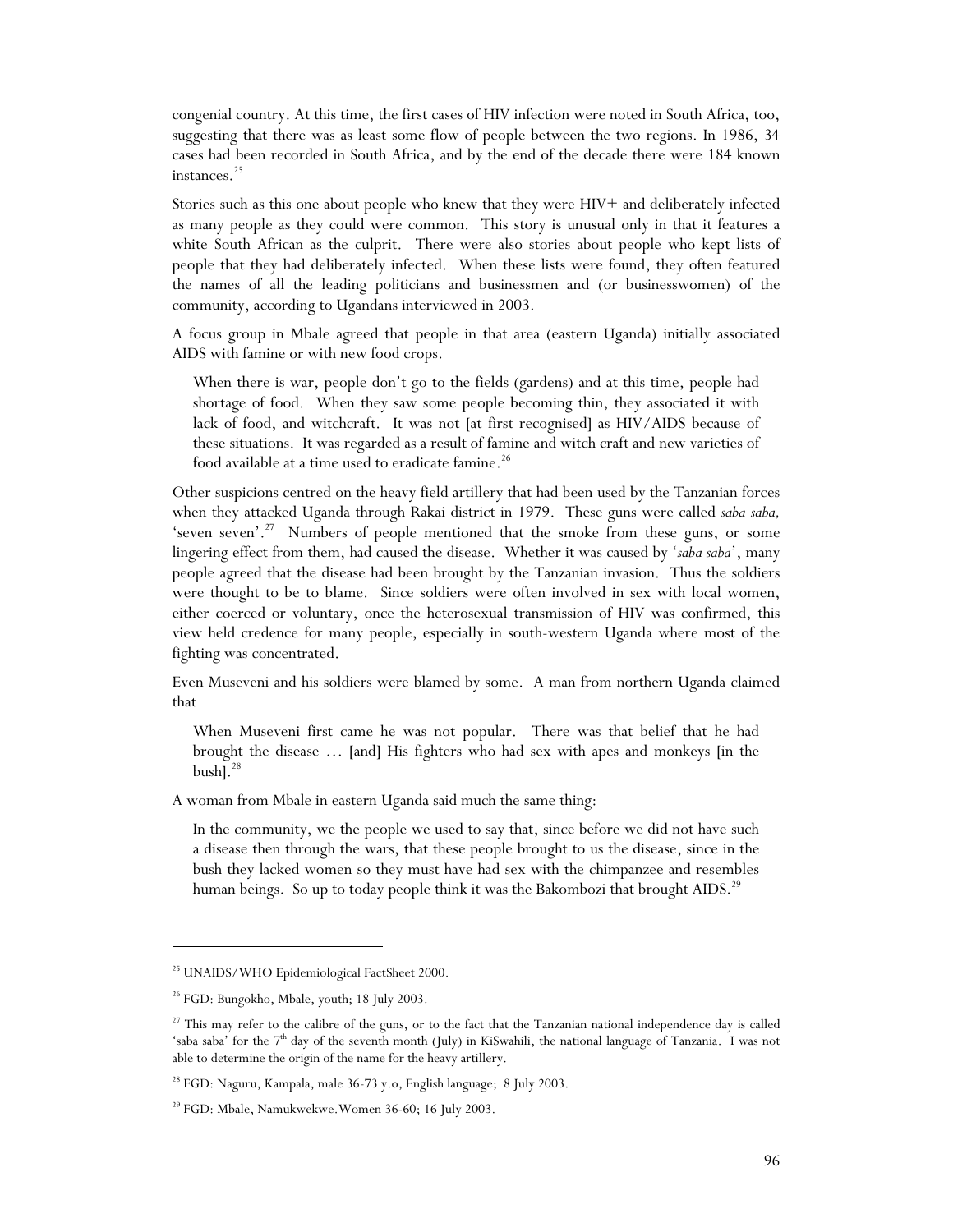congenial country. At this time, the first cases of HIV infection were noted in South Africa, too, suggesting that there was as least some flow of people between the two regions. In 1986, 34 cases had been recorded in South Africa, and by the end of the decade there were 184 known instances.[25]

Stories such as this one about people who knew that they were HIV+ and deliberately infected as many people as they could were common. This story is unusual only in that it features a white South African as the culprit. There were also stories about people who kept lists of people that they had deliberately infected. When these lists were found, they often featured the names of all the leading politicians and businessmen and (or businesswomen) of the community, according to Ugandans interviewed in 2003.

A focus group in Mbale agreed that people in that area (eastern Uganda) initially associated AIDS with famine or with new food crops.

> When there is war, people don't go to the fields (gardens) and at this time, people had shortage of food. When they saw some people becoming thin, they associated it with lack of food, and witchcraft. It was not [at first recognised] as HIV/AIDS because of these situations. It was regarded as a result of famine and witch craft and new varieties of food available at a time used to eradicate famine.[26]

Other suspicions centred on the heavy field artillery that had been used by the Tanzanian forces when they attacked Uganda through Rakai district in 1979. These guns were called *saba saba,* 'seven seven'.[27] Numbers of people mentioned that the smoke from these guns, or some lingering effect from them, had caused the disease. Whether it was caused by '*saba saba*', many people agreed that the disease had been brought by the Tanzanian invasion. Thus the soldiers were thought to be to blame. Since soldiers were often involved in sex with local women, either coerced or voluntary, once the heterosexual transmission of HIV was confirmed, this view held credence for many people, especially in south-western Uganda where most of the fighting was concentrated.

Even Museveni and his soldiers were blamed by some. A man from northern Uganda claimed that

> When Museveni first came he was not popular. There was that belief that he had brought the disease … [and] His fighters who had sex with apes and monkeys [in the bush].[28]

A woman from Mbale in eastern Uganda said much the same thing:

> In the community, we the people we used to say that, since before we did not have such a disease then through the wars, that these people brought to us the disease, since in the bush they lacked women so they must have had sex with the chimpanzee and resembles human beings. So up to today people think it was the Bakombozi that brought AIDS.[29]

---

[25] UNAIDS/WHO Epidemiological FactSheet 2000.

[26] FGD: Bungokho, Mbale, youth; 18 July 2003.

[27] This may refer to the calibre of the guns, or to the fact that the Tanzanian national independence day is called 'saba saba' for the 7th day of the seventh month (July) in KiSwahili, the national language of Tanzania. I was not able to determine the origin of the name for the heavy artillery.

[28] FGD: Naguru, Kampala, male 36-73 y.o, English language; 8 July 2003.

[29] FGD: Mbale, Namukwekwe.Women 36-60; 16 July 2003.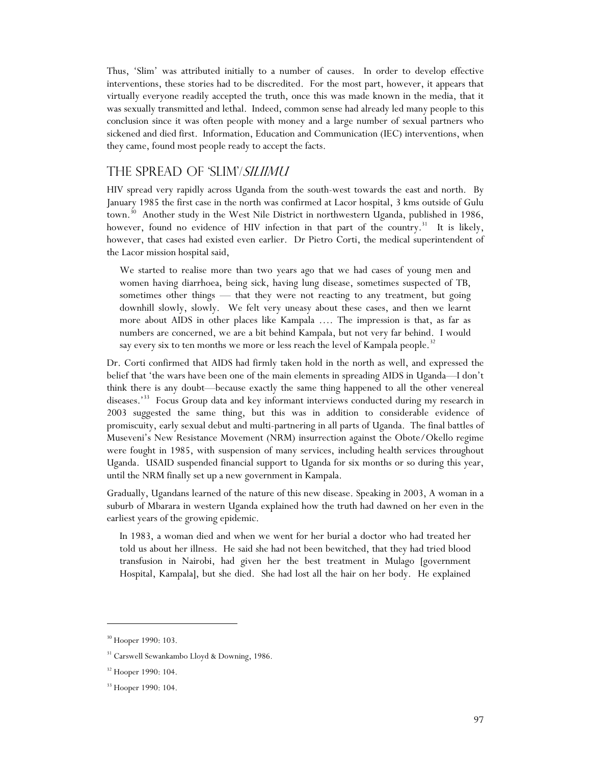Thus, 'Slim' was attributed initially to a number of causes. In order to develop effective interventions, these stories had to be discredited. For the most part, however, it appears that virtually everyone readily accepted the truth, once this was made known in the media, that it was sexually transmitted and lethal. Indeed, common sense had already led many people to this conclusion since it was often people with money and a large number of sexual partners who sickened and died first. Information, Education and Communication (IEC) interventions, when they came, found most people ready to accept the facts.

## THE SPREAD OF 'SLIM'/*SILIIMU*

HIV spread very rapidly across Uganda from the south-west towards the east and north. By January 1985 the first case in the north was confirmed at Lacor hospital, 3 kms outside of Gulu town.[30] Another study in the West Nile District in northwestern Uganda, published in 1986, however, found no evidence of HIV infection in that part of the country.[31] It is likely, however, that cases had existed even earlier. Dr Pietro Corti, the medical superintendent of the Lacor mission hospital said,

> We started to realise more than two years ago that we had cases of young men and women having diarrhoea, being sick, having lung disease, sometimes suspected of TB, sometimes other things — that they were not reacting to any treatment, but going downhill slowly, slowly. We felt very uneasy about these cases, and then we learnt more about AIDS in other places like Kampala …. The impression is that, as far as numbers are concerned, we are a bit behind Kampala, but not very far behind. I would say every six to ten months we more or less reach the level of Kampala people.[32]

Dr. Corti confirmed that AIDS had firmly taken hold in the north as well, and expressed the belief that 'the wars have been one of the main elements in spreading AIDS in Uganda—I don't think there is any doubt—because exactly the same thing happened to all the other venereal diseases.'[33] Focus Group data and key informant interviews conducted during my research in 2003 suggested the same thing, but this was in addition to considerable evidence of promiscuity, early sexual debut and multi-partnering in all parts of Uganda. The final battles of Museveni's New Resistance Movement (NRM) insurrection against the Obote/Okello regime were fought in 1985, with suspension of many services, including health services throughout Uganda. USAID suspended financial support to Uganda for six months or so during this year, until the NRM finally set up a new government in Kampala.

Gradually, Ugandans learned of the nature of this new disease. Speaking in 2003, A woman in a suburb of Mbarara in western Uganda explained how the truth had dawned on her even in the earliest years of the growing epidemic.

> In 1983, a woman died and when we went for her burial a doctor who had treated her told us about her illness. He said she had not been bewitched, that they had tried blood transfusion in Nairobi, had given her the best treatment in Mulago [government Hospital, Kampala], but she died. She had lost all the hair on her body. He explained

---

[30] Hooper 1990: 103.

[31] Carswell Sewankambo Lloyd & Downing, 1986.

[32] Hooper 1990: 104.

[33] Hooper 1990: 104.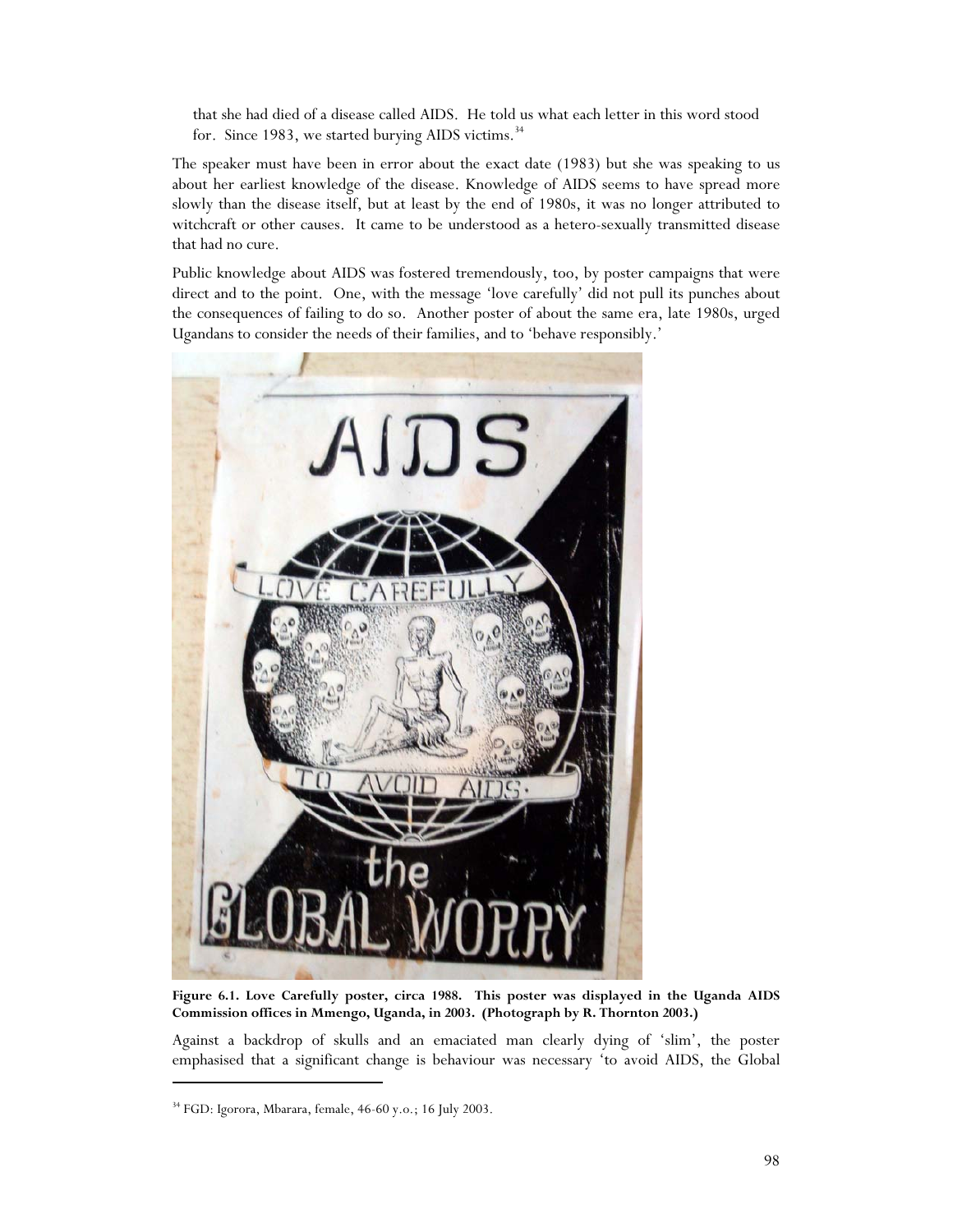that she had died of a disease called AIDS. He told us what each letter in this word stood for. Since 1983, we started burying AIDS victims.[34]

The speaker must have been in error about the exact date (1983) but she was speaking to us about her earliest knowledge of the disease. Knowledge of AIDS seems to have spread more slowly than the disease itself, but at least by the end of 1980s, it was no longer attributed to witchcraft or other causes. It came to be understood as a hetero-sexually transmitted disease that had no cure.

Public knowledge about AIDS was fostered tremendously, too, by poster campaigns that were direct and to the point. One, with the message 'love carefully' did not pull its punches about the consequences of failing to do so. Another poster of about the same era, late 1980s, urged Ugandans to consider the needs of their families, and to 'behave responsibly.'

**Figure 6.1. Love Carefully poster, circa 1988. This poster was displayed in the Uganda AIDS Commission offices in Mmengo, Uganda, in 2003. (Photograph by R. Thornton 2003.)**

Against a backdrop of skulls and an emaciated man clearly dying of 'slim', the poster emphasised that a significant change is behaviour was necessary 'to avoid AIDS, the Global

[34] FGD: Igorora, Mbarara, female, 46-60 y.o.; 16 July 2003.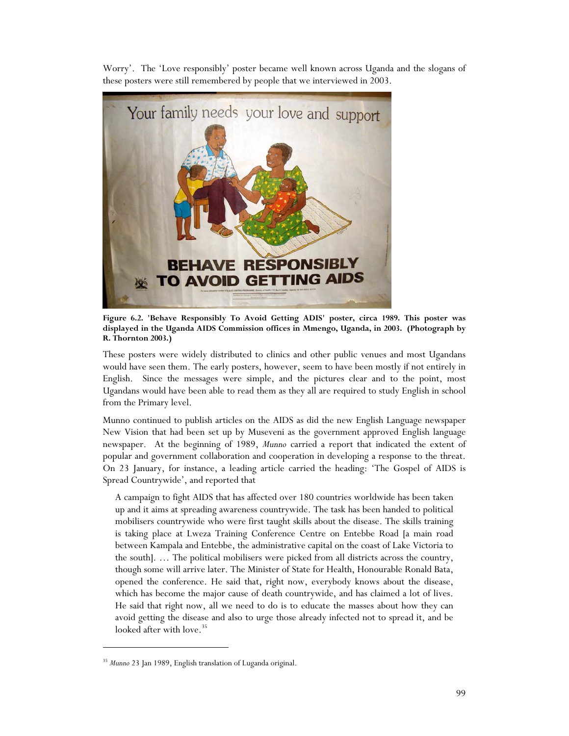Worry'. The 'Love responsibly' poster became well known across Uganda and the slogans of these posters were still remembered by people that we interviewed in 2003.

**Figure 6.2. 'Behave Responsibly To Avoid Getting ADIS' poster, circa 1989. This poster was displayed in the Uganda AIDS Commission offices in Mmengo, Uganda, in 2003. (Photograph by R. Thornton 2003.)**

These posters were widely distributed to clinics and other public venues and most Ugandans would have seen them. The early posters, however, seem to have been mostly if not entirely in English. Since the messages were simple, and the pictures clear and to the point, most Ugandans would have been able to read them as they all are required to study English in school from the Primary level.

Munno continued to publish articles on the AIDS as did the new English Language newspaper New Vision that had been set up by Museveni as the government approved English language newspaper. At the beginning of 1989, *Munno* carried a report that indicated the extent of popular and government collaboration and cooperation in developing a response to the threat. On 23 January, for instance, a leading article carried the heading: 'The Gospel of AIDS is Spread Countrywide', and reported that

> A campaign to fight AIDS that has affected over 180 countries worldwide has been taken up and it aims at spreading awareness countrywide. The task has been handed to political mobilisers countrywide who were first taught skills about the disease. The skills training is taking place at Lweza Training Conference Centre on Entebbe Road [a main road between Kampala and Entebbe, the administrative capital on the coast of Lake Victoria to the south]. … The political mobilisers were picked from all districts across the country, though some will arrive later. The Minister of State for Health, Honourable Ronald Bata, opened the conference. He said that, right now, everybody knows about the disease, which has become the major cause of death countrywide, and has claimed a lot of lives. He said that right now, all we need to do is to educate the masses about how they can avoid getting the disease and also to urge those already infected not to spread it, and be looked after with love.[35]

[35] *Munno* 23 Jan 1989, English translation of Luganda original.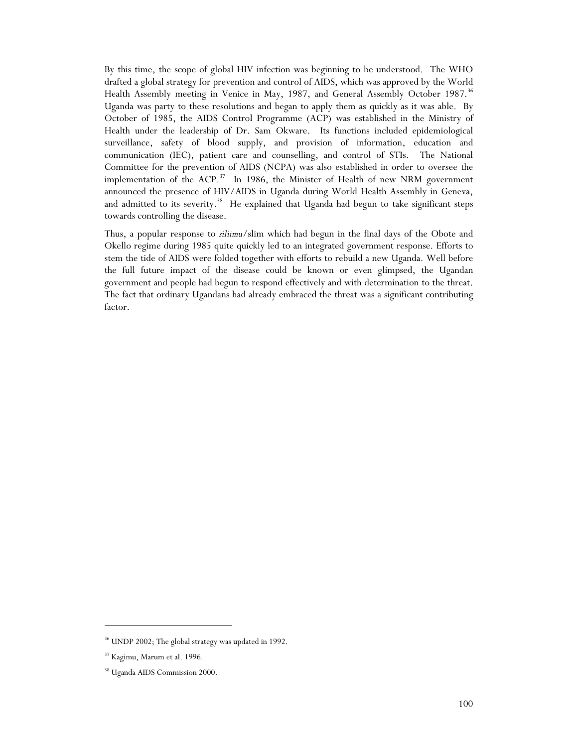By this time, the scope of global HIV infection was beginning to be understood. The WHO drafted a global strategy for prevention and control of AIDS, which was approved by the World Health Assembly meeting in Venice in May, 1987, and General Assembly October 1987.[36] Uganda was party to these resolutions and began to apply them as quickly as it was able. By October of 1985, the AIDS Control Programme (ACP) was established in the Ministry of Health under the leadership of Dr. Sam Okware. Its functions included epidemiological surveillance, safety of blood supply, and provision of information, education and communication (IEC), patient care and counselling, and control of STIs. The National Committee for the prevention of AIDS (NCPA) was also established in order to oversee the implementation of the ACP.[37] In 1986, the Minister of Health of new NRM government announced the presence of HIV/AIDS in Uganda during World Health Assembly in Geneva, and admitted to its severity.[38] He explained that Uganda had begun to take significant steps towards controlling the disease.

Thus, a popular response to *siliimu*/slim which had begun in the final days of the Obote and Okello regime during 1985 quite quickly led to an integrated government response. Efforts to stem the tide of AIDS were folded together with efforts to rebuild a new Uganda. Well before the full future impact of the disease could be known or even glimpsed, the Ugandan government and people had begun to respond effectively and with determination to the threat. The fact that ordinary Ugandans had already embraced the threat was a significant contributing factor.

---

[36] UNDP 2002; The global strategy was updated in 1992.

[37] Kagimu, Marum et al. 1996.

[38] Uganda AIDS Commission 2000.